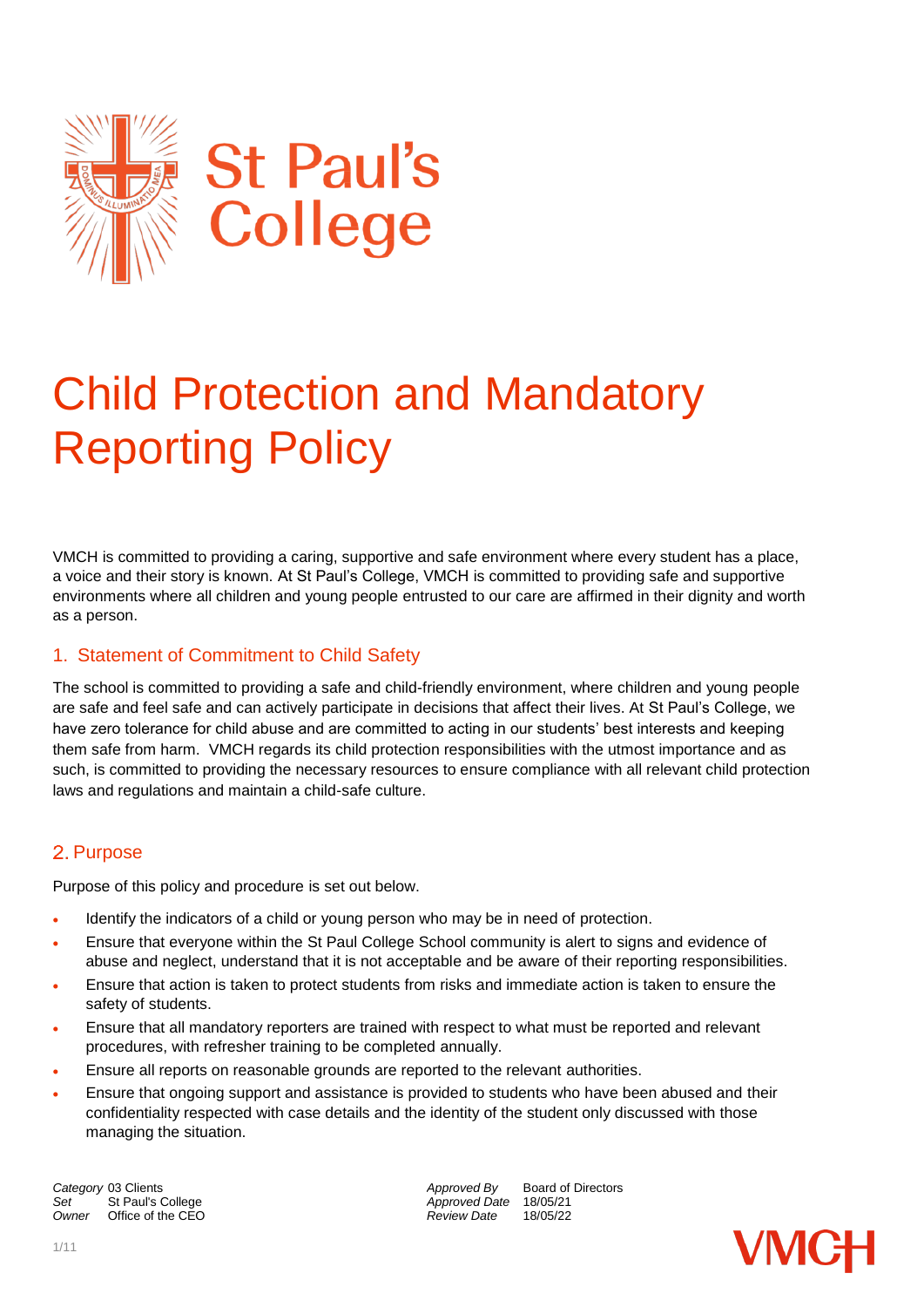St Paul's College

# Child Protection and Mandatory Reporting Policy

VMCH is committed to providing a caring, supportive and safe environment where every student has a place, a voice and their story is known. At St Paul's College, VMCH is committed to providing safe and supportive environments where all children and young people entrusted to our care are affirmed in their dignity and worth as a person.

## 1. Statement of Commitment to Child Safety

The school is committed to providing a safe and child-friendly environment, where children and young people are safe and feel safe and can actively participate in decisions that affect their lives. At St Paul's College, we have zero tolerance for child abuse and are committed to acting in our students' best interests and keeping them safe from harm. VMCH regards its child protection responsibilities with the utmost importance and as such, is committed to providing the necessary resources to ensure compliance with all relevant child protection laws and regulations and maintain a child-safe culture.

## 2. Purpose

Purpose of this policy and procedure is set out below.

- Identify the indicators of a child or young person who may be in need of protection.
- Ensure that everyone within the St Paul College School community is alert to signs and evidence of abuse and neglect, understand that it is not acceptable and be aware of their reporting responsibilities.
- Ensure that action is taken to protect students from risks and immediate action is taken to ensure the safety of students.
- Ensure that all mandatory reporters are trained with respect to what must be reported and relevant procedures, with refresher training to be completed annually.
- Ensure all reports on reasonable grounds are reported to the relevant authorities.
- Ensure that ongoing support and assistance is provided to students who have been abused and their confidentiality respected with case details and the identity of the student only discussed with those managing the situation.

| | | | |
|---|---|---|---|
| *Category* | 03 Clients | *Approved By* | Board of Directors |
| *Set* | St Paul's College | *Approved Date* | 18/05/21 |
| *Owner* | Office of the CEO | *Review Date* | 18/05/22 |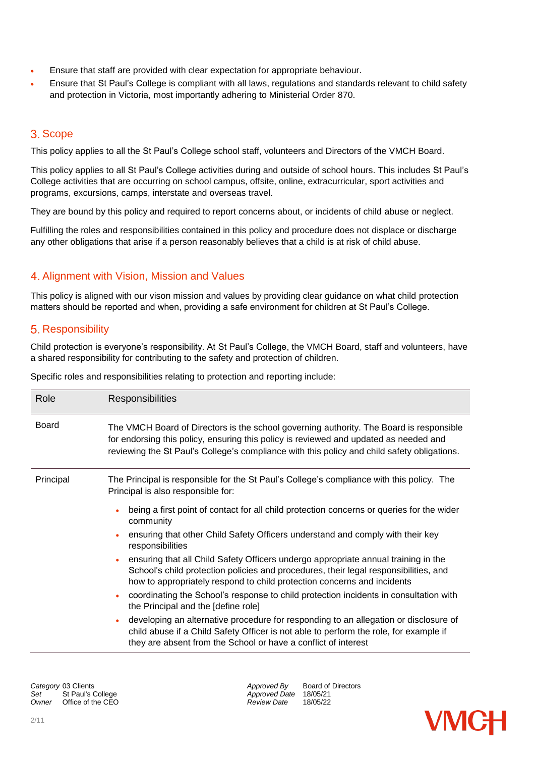- Ensure that staff are provided with clear expectation for appropriate behaviour.
- Ensure that St Paul's College is compliant with all laws, regulations and standards relevant to child safety and protection in Victoria, most importantly adhering to Ministerial Order 870.

## 3. Scope

This policy applies to all the St Paul's College school staff, volunteers and Directors of the VMCH Board.

This policy applies to all St Paul's College activities during and outside of school hours. This includes St Paul's College activities that are occurring on school campus, offsite, online, extracurricular, sport activities and programs, excursions, camps, interstate and overseas travel.

They are bound by this policy and required to report concerns about, or incidents of child abuse or neglect.

Fulfilling the roles and responsibilities contained in this policy and procedure does not displace or discharge any other obligations that arise if a person reasonably believes that a child is at risk of child abuse.

## 4. Alignment with Vision, Mission and Values

This policy is aligned with our vison mission and values by providing clear guidance on what child protection matters should be reported and when, providing a safe environment for children at St Paul's College.

## 5. Responsibility

Child protection is everyone's responsibility. At St Paul's College, the VMCH Board, staff and volunteers, have a shared responsibility for contributing to the safety and protection of children.

Specific roles and responsibilities relating to protection and reporting include:

| Role | Responsibilities |
|---|---|
| Board | The VMCH Board of Directors is the school governing authority. The Board is responsible for endorsing this policy, ensuring this policy is reviewed and updated as needed and reviewing the St Paul's College's compliance with this policy and child safety obligations. |
| Principal | The Principal is responsible for the St Paul's College's compliance with this policy. The Principal is also responsible for:<br>• being a first point of contact for all child protection concerns or queries for the wider community<br>• ensuring that other Child Safety Officers understand and comply with their key responsibilities<br>• ensuring that all Child Safety Officers undergo appropriate annual training in the School's child protection policies and procedures, their legal responsibilities, and how to appropriately respond to child protection concerns and incidents<br>• coordinating the School's response to child protection incidents in consultation with the Principal and the [define role]<br>• developing an alternative procedure for responding to an allegation or disclosure of child abuse if a Child Safety Officer is not able to perform the role, for example if they are absent from the School or have a conflict of interest |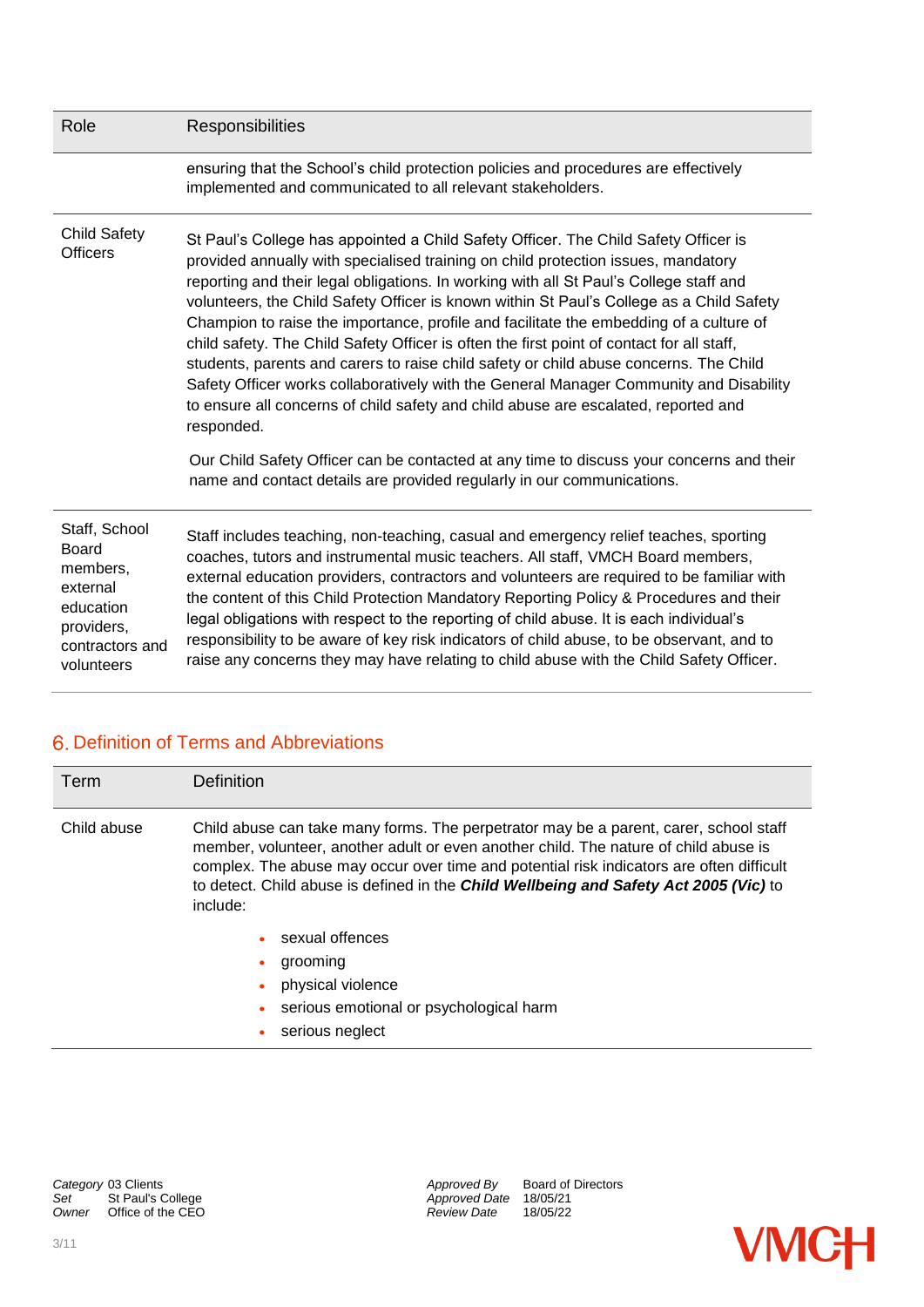| Role | Responsibilities |
|---|---|
| | ensuring that the School's child protection policies and procedures are effectively implemented and communicated to all relevant stakeholders. |
| Child Safety Officers | St Paul's College has appointed a Child Safety Officer. The Child Safety Officer is provided annually with specialised training on child protection issues, mandatory reporting and their legal obligations. In working with all St Paul's College staff and volunteers, the Child Safety Officer is known within St Paul's College as a Child Safety Champion to raise the importance, profile and facilitate the embedding of a culture of child safety. The Child Safety Officer is often the first point of contact for all staff, students, parents and carers to raise child safety or child abuse concerns. The Child Safety Officer works collaboratively with the General Manager Community and Disability to ensure all concerns of child safety and child abuse are escalated, reported and responded.<br><br>Our Child Safety Officer can be contacted at any time to discuss your concerns and their name and contact details are provided regularly in our communications. |
| Staff, School Board members, external education providers, contractors and volunteers | Staff includes teaching, non-teaching, casual and emergency relief teaches, sporting coaches, tutors and instrumental music teachers. All staff, VMCH Board members, external education providers, contractors and volunteers are required to be familiar with the content of this Child Protection Mandatory Reporting Policy & Procedures and their legal obligations with respect to the reporting of child abuse. It is each individual's responsibility to be aware of key risk indicators of child abuse, to be observant, and to raise any concerns they may have relating to child abuse with the Child Safety Officer. |

## 6. Definition of Terms and Abbreviations

| Term | Definition |
|---|---|
| Child abuse | Child abuse can take many forms. The perpetrator may be a parent, carer, school staff member, volunteer, another adult or even another child. The nature of child abuse is complex. The abuse may occur over time and potential risk indicators are often difficult to detect. Child abuse is defined in the ***Child Wellbeing and Safety Act 2005 (Vic)*** to include:<br>• sexual offences<br>• grooming<br>• physical violence<br>• serious emotional or psychological harm<br>• serious neglect |

*Category* 03 Clients
*Set* St Paul's College
*Owner* Office of the CEO

*Approved By* Board of Directors
*Approved Date* 18/05/21
*Review Date* 18/05/22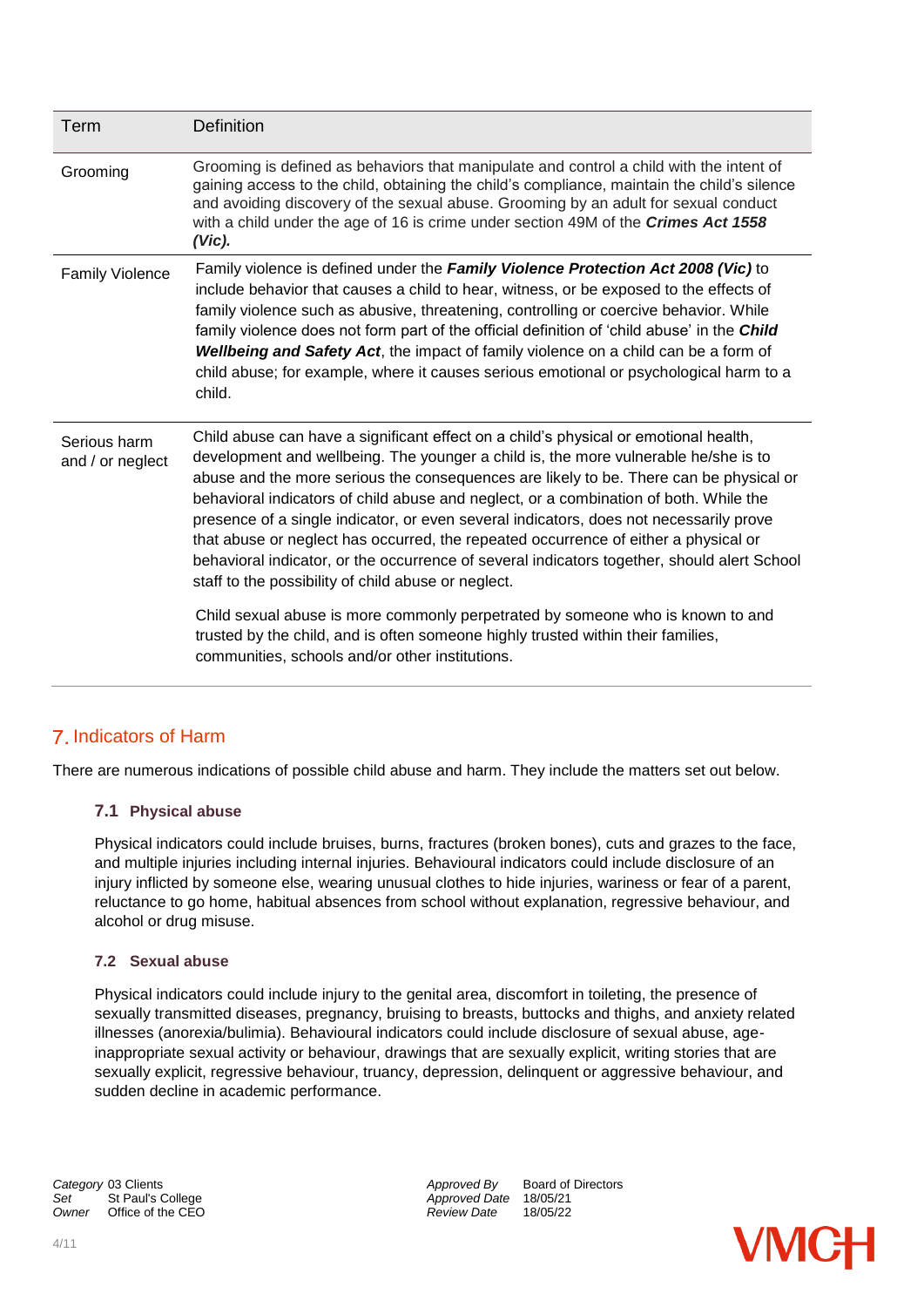| Term | Definition |
|---|---|
| Grooming | Grooming is defined as behaviors that manipulate and control a child with the intent of gaining access to the child, obtaining the child's compliance, maintain the child's silence and avoiding discovery of the sexual abuse. Grooming by an adult for sexual conduct with a child under the age of 16 is crime under section 49M of the ***Crimes Act 1558 (Vic).*** |
| Family Violence | Family violence is defined under the ***Family Violence Protection Act 2008 (Vic)*** to include behavior that causes a child to hear, witness, or be exposed to the effects of family violence such as abusive, threatening, controlling or coercive behavior. While family violence does not form part of the official definition of 'child abuse' in the ***Child Wellbeing and Safety Act***, the impact of family violence on a child can be a form of child abuse; for example, where it causes serious emotional or psychological harm to a child. |
| Serious harm and / or neglect | Child abuse can have a significant effect on a child's physical or emotional health, development and wellbeing. The younger a child is, the more vulnerable he/she is to abuse and the more serious the consequences are likely to be. There can be physical or behavioral indicators of child abuse and neglect, or a combination of both. While the presence of a single indicator, or even several indicators, does not necessarily prove that abuse or neglect has occurred, the repeated occurrence of either a physical or behavioral indicator, or the occurrence of several indicators together, should alert School staff to the possibility of child abuse or neglect.<br><br>Child sexual abuse is more commonly perpetrated by someone who is known to and trusted by the child, and is often someone highly trusted within their families, communities, schools and/or other institutions. |

## 7. Indicators of Harm

There are numerous indications of possible child abuse and harm. They include the matters set out below.

### 7.1 Physical abuse

Physical indicators could include bruises, burns, fractures (broken bones), cuts and grazes to the face, and multiple injuries including internal injuries. Behavioural indicators could include disclosure of an injury inflicted by someone else, wearing unusual clothes to hide injuries, wariness or fear of a parent, reluctance to go home, habitual absences from school without explanation, regressive behaviour, and alcohol or drug misuse.

### 7.2 Sexual abuse

Physical indicators could include injury to the genital area, discomfort in toileting, the presence of sexually transmitted diseases, pregnancy, bruising to breasts, buttocks and thighs, and anxiety related illnesses (anorexia/bulimia). Behavioural indicators could include disclosure of sexual abuse, age-inappropriate sexual activity or behaviour, drawings that are sexually explicit, writing stories that are sexually explicit, regressive behaviour, truancy, depression, delinquent or aggressive behaviour, and sudden decline in academic performance.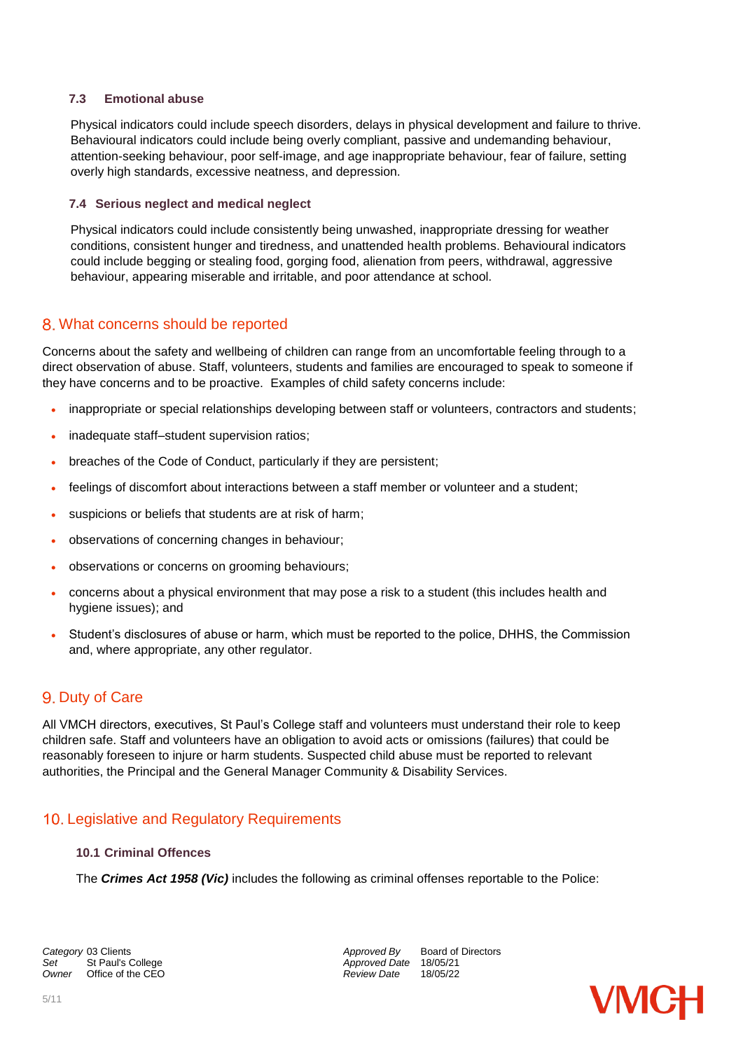### 7.3 Emotional abuse

Physical indicators could include speech disorders, delays in physical development and failure to thrive. Behavioural indicators could include being overly compliant, passive and undemanding behaviour, attention-seeking behaviour, poor self-image, and age inappropriate behaviour, fear of failure, setting overly high standards, excessive neatness, and depression.

### 7.4 Serious neglect and medical neglect

Physical indicators could include consistently being unwashed, inappropriate dressing for weather conditions, consistent hunger and tiredness, and unattended health problems. Behavioural indicators could include begging or stealing food, gorging food, alienation from peers, withdrawal, aggressive behaviour, appearing miserable and irritable, and poor attendance at school.

## 8. What concerns should be reported

Concerns about the safety and wellbeing of children can range from an uncomfortable feeling through to a direct observation of abuse. Staff, volunteers, students and families are encouraged to speak to someone if they have concerns and to be proactive. Examples of child safety concerns include:

- inappropriate or special relationships developing between staff or volunteers, contractors and students;
- inadequate staff–student supervision ratios;
- breaches of the Code of Conduct, particularly if they are persistent;
- feelings of discomfort about interactions between a staff member or volunteer and a student;
- suspicions or beliefs that students are at risk of harm;
- observations of concerning changes in behaviour;
- observations or concerns on grooming behaviours;
- concerns about a physical environment that may pose a risk to a student (this includes health and hygiene issues); and
- Student's disclosures of abuse or harm, which must be reported to the police, DHHS, the Commission and, where appropriate, any other regulator.

## 9. Duty of Care

All VMCH directors, executives, St Paul's College staff and volunteers must understand their role to keep children safe. Staff and volunteers have an obligation to avoid acts or omissions (failures) that could be reasonably foreseen to injure or harm students. Suspected child abuse must be reported to relevant authorities, the Principal and the General Manager Community & Disability Services.

## 10. Legislative and Regulatory Requirements

### 10.1 Criminal Offences

The ***Crimes Act 1958 (Vic)*** includes the following as criminal offenses reportable to the Police: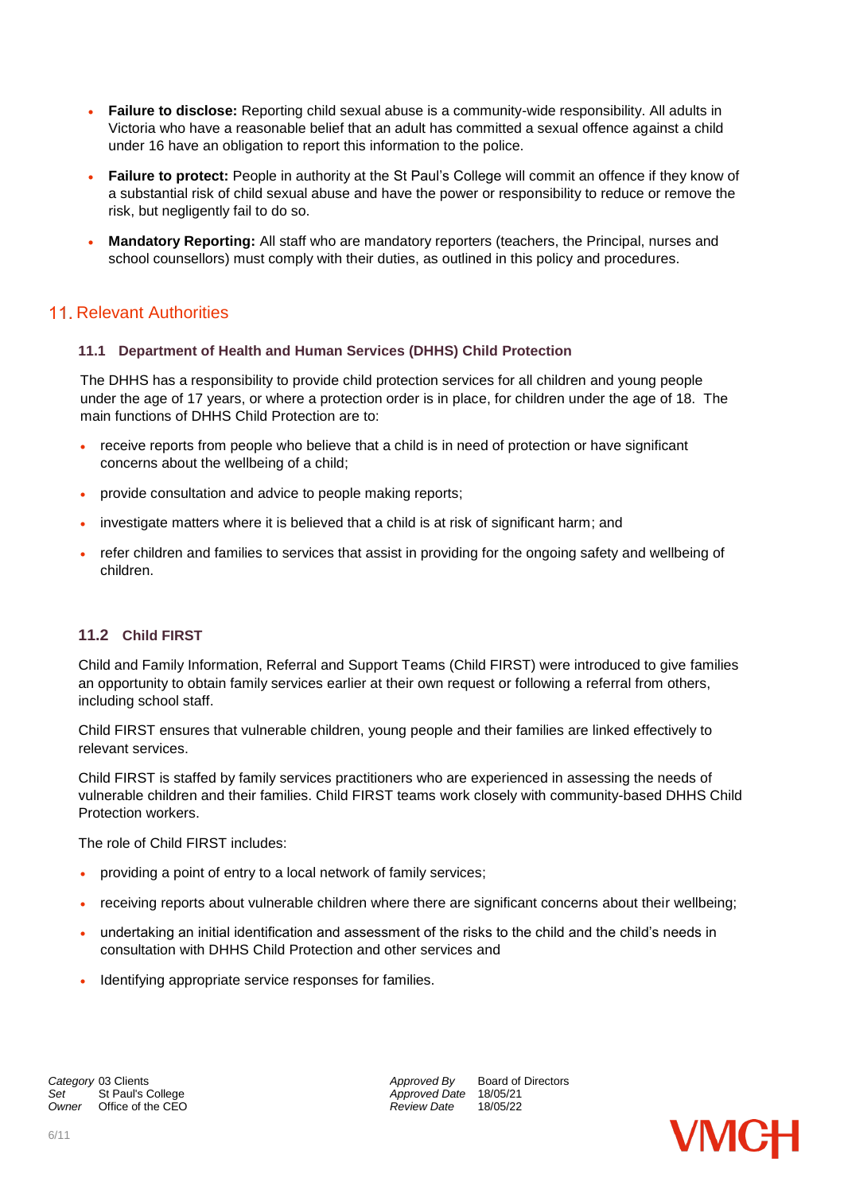- **Failure to disclose:** Reporting child sexual abuse is a community-wide responsibility. All adults in Victoria who have a reasonable belief that an adult has committed a sexual offence against a child under 16 have an obligation to report this information to the police.
- **Failure to protect:** People in authority at the St Paul's College will commit an offence if they know of a substantial risk of child sexual abuse and have the power or responsibility to reduce or remove the risk, but negligently fail to do so.
- **Mandatory Reporting:** All staff who are mandatory reporters (teachers, the Principal, nurses and school counsellors) must comply with their duties, as outlined in this policy and procedures.

## 11. Relevant Authorities

### 11.1 Department of Health and Human Services (DHHS) Child Protection

The DHHS has a responsibility to provide child protection services for all children and young people under the age of 17 years, or where a protection order is in place, for children under the age of 18. The main functions of DHHS Child Protection are to:

- receive reports from people who believe that a child is in need of protection or have significant concerns about the wellbeing of a child;
- provide consultation and advice to people making reports;
- investigate matters where it is believed that a child is at risk of significant harm; and
- refer children and families to services that assist in providing for the ongoing safety and wellbeing of children.

### 11.2 Child FIRST

Child and Family Information, Referral and Support Teams (Child FIRST) were introduced to give families an opportunity to obtain family services earlier at their own request or following a referral from others, including school staff.

Child FIRST ensures that vulnerable children, young people and their families are linked effectively to relevant services.

Child FIRST is staffed by family services practitioners who are experienced in assessing the needs of vulnerable children and their families. Child FIRST teams work closely with community-based DHHS Child Protection workers.

The role of Child FIRST includes:

- providing a point of entry to a local network of family services;
- receiving reports about vulnerable children where there are significant concerns about their wellbeing;
- undertaking an initial identification and assessment of the risks to the child and the child's needs in consultation with DHHS Child Protection and other services and
- Identifying appropriate service responses for families.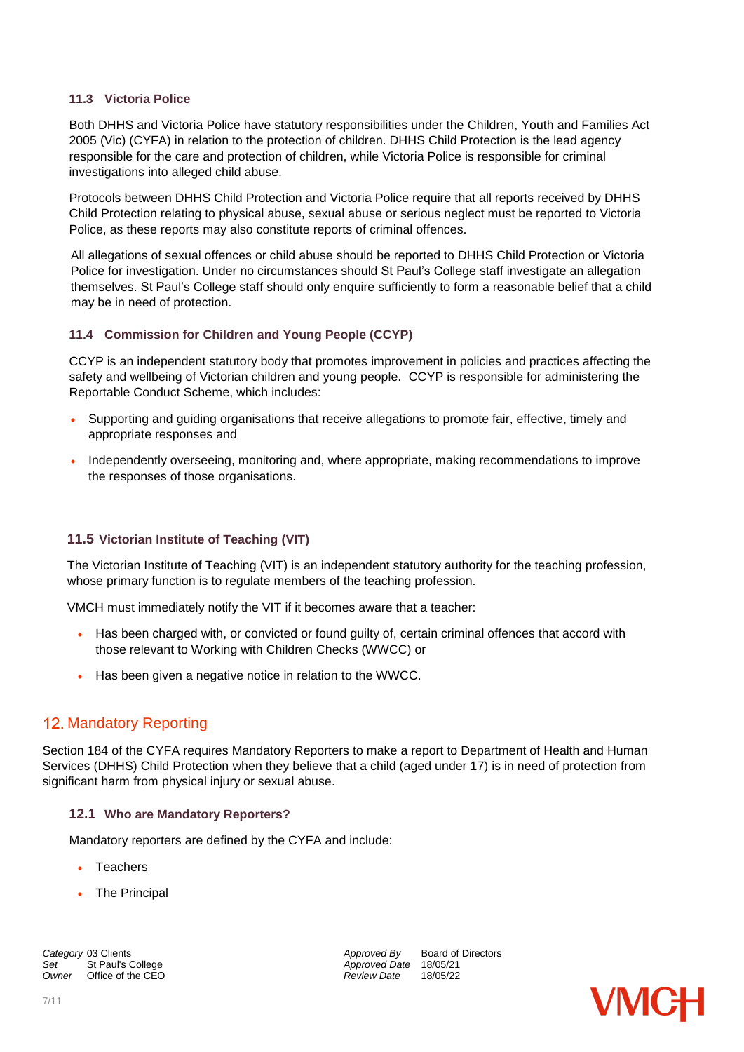### 11.3 Victoria Police

Both DHHS and Victoria Police have statutory responsibilities under the Children, Youth and Families Act 2005 (Vic) (CYFA) in relation to the protection of children. DHHS Child Protection is the lead agency responsible for the care and protection of children, while Victoria Police is responsible for criminal investigations into alleged child abuse.

Protocols between DHHS Child Protection and Victoria Police require that all reports received by DHHS Child Protection relating to physical abuse, sexual abuse or serious neglect must be reported to Victoria Police, as these reports may also constitute reports of criminal offences.

All allegations of sexual offences or child abuse should be reported to DHHS Child Protection or Victoria Police for investigation. Under no circumstances should St Paul's College staff investigate an allegation themselves. St Paul's College staff should only enquire sufficiently to form a reasonable belief that a child may be in need of protection.

### 11.4 Commission for Children and Young People (CCYP)

CCYP is an independent statutory body that promotes improvement in policies and practices affecting the safety and wellbeing of Victorian children and young people. CCYP is responsible for administering the Reportable Conduct Scheme, which includes:

- Supporting and guiding organisations that receive allegations to promote fair, effective, timely and appropriate responses and
- Independently overseeing, monitoring and, where appropriate, making recommendations to improve the responses of those organisations.

### 11.5 Victorian Institute of Teaching (VIT)

The Victorian Institute of Teaching (VIT) is an independent statutory authority for the teaching profession, whose primary function is to regulate members of the teaching profession.

VMCH must immediately notify the VIT if it becomes aware that a teacher:

- Has been charged with, or convicted or found guilty of, certain criminal offences that accord with those relevant to Working with Children Checks (WWCC) or
- Has been given a negative notice in relation to the WWCC.

## 12. Mandatory Reporting

Section 184 of the CYFA requires Mandatory Reporters to make a report to Department of Health and Human Services (DHHS) Child Protection when they believe that a child (aged under 17) is in need of protection from significant harm from physical injury or sexual abuse.

### 12.1 Who are Mandatory Reporters?

Mandatory reporters are defined by the CYFA and include:

- Teachers
- The Principal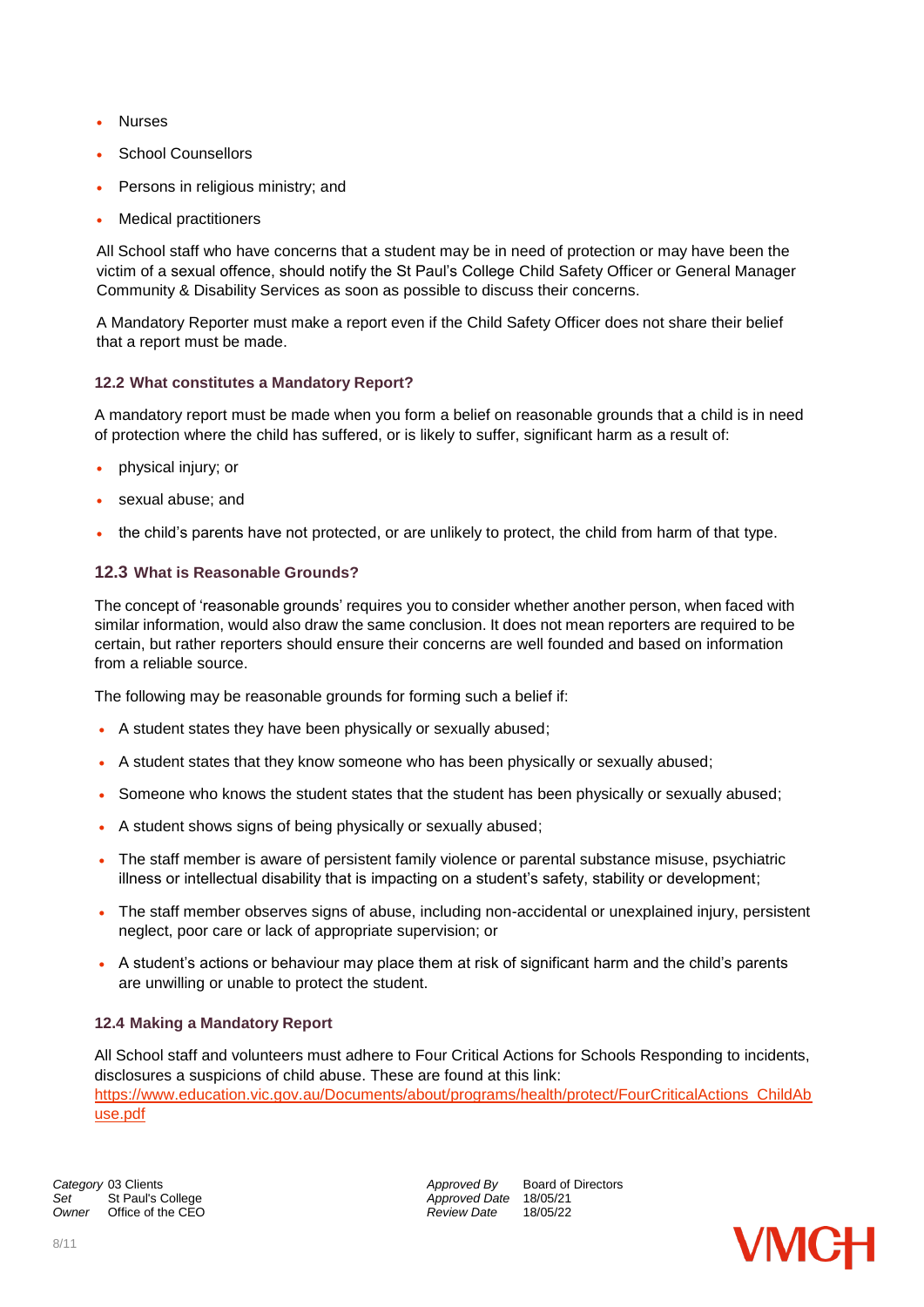- Nurses
- School Counsellors
- Persons in religious ministry; and
- Medical practitioners

All School staff who have concerns that a student may be in need of protection or may have been the victim of a sexual offence, should notify the St Paul's College Child Safety Officer or General Manager Community & Disability Services as soon as possible to discuss their concerns.

A Mandatory Reporter must make a report even if the Child Safety Officer does not share their belief that a report must be made.

### 12.2 What constitutes a Mandatory Report?

A mandatory report must be made when you form a belief on reasonable grounds that a child is in need of protection where the child has suffered, or is likely to suffer, significant harm as a result of:

- physical injury; or
- sexual abuse; and
- the child's parents have not protected, or are unlikely to protect, the child from harm of that type.

### 12.3 What is Reasonable Grounds?

The concept of 'reasonable grounds' requires you to consider whether another person, when faced with similar information, would also draw the same conclusion. It does not mean reporters are required to be certain, but rather reporters should ensure their concerns are well founded and based on information from a reliable source.

The following may be reasonable grounds for forming such a belief if:

- A student states they have been physically or sexually abused;
- A student states that they know someone who has been physically or sexually abused;
- Someone who knows the student states that the student has been physically or sexually abused;
- A student shows signs of being physically or sexually abused;
- The staff member is aware of persistent family violence or parental substance misuse, psychiatric illness or intellectual disability that is impacting on a student's safety, stability or development;
- The staff member observes signs of abuse, including non-accidental or unexplained injury, persistent neglect, poor care or lack of appropriate supervision; or
- A student's actions or behaviour may place them at risk of significant harm and the child's parents are unwilling or unable to protect the student.

### 12.4 Making a Mandatory Report

All School staff and volunteers must adhere to Four Critical Actions for Schools Responding to incidents, disclosures a suspicions of child abuse. These are found at this link: https://www.education.vic.gov.au/Documents/about/programs/health/protect/FourCriticalActions_ChildAbuse.pdf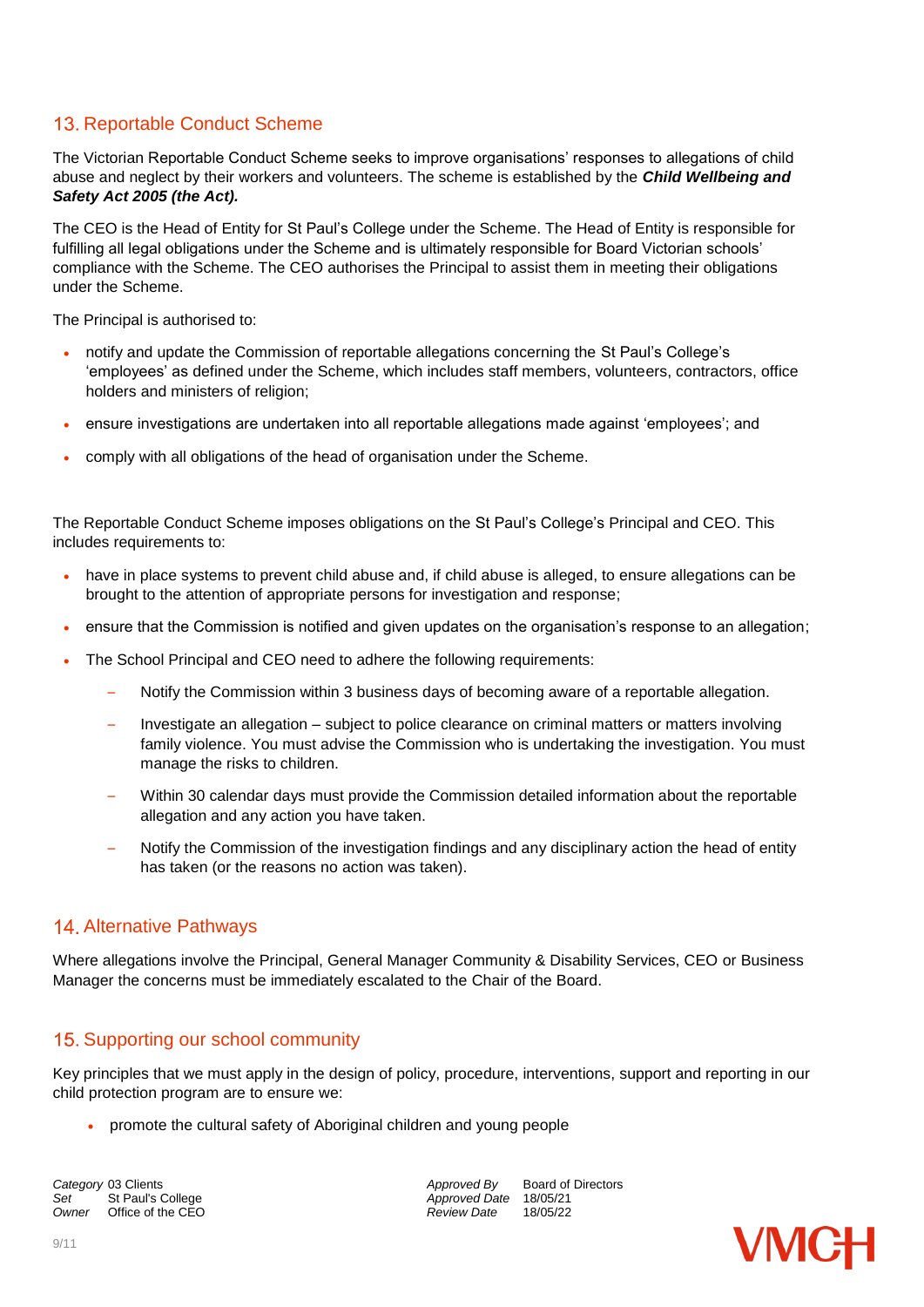## 13. Reportable Conduct Scheme

The Victorian Reportable Conduct Scheme seeks to improve organisations' responses to allegations of child abuse and neglect by their workers and volunteers. The scheme is established by the ***Child Wellbeing and Safety Act 2005 (the Act).***

The CEO is the Head of Entity for St Paul's College under the Scheme. The Head of Entity is responsible for fulfilling all legal obligations under the Scheme and is ultimately responsible for Board Victorian schools' compliance with the Scheme. The CEO authorises the Principal to assist them in meeting their obligations under the Scheme.

The Principal is authorised to:

- notify and update the Commission of reportable allegations concerning the St Paul's College's 'employees' as defined under the Scheme, which includes staff members, volunteers, contractors, office holders and ministers of religion;
- ensure investigations are undertaken into all reportable allegations made against 'employees'; and
- comply with all obligations of the head of organisation under the Scheme.

The Reportable Conduct Scheme imposes obligations on the St Paul's College's Principal and CEO. This includes requirements to:

- have in place systems to prevent child abuse and, if child abuse is alleged, to ensure allegations can be brought to the attention of appropriate persons for investigation and response;
- ensure that the Commission is notified and given updates on the organisation's response to an allegation;
- The School Principal and CEO need to adhere the following requirements:
  - Notify the Commission within 3 business days of becoming aware of a reportable allegation.
  - Investigate an allegation – subject to police clearance on criminal matters or matters involving family violence. You must advise the Commission who is undertaking the investigation. You must manage the risks to children.
  - Within 30 calendar days must provide the Commission detailed information about the reportable allegation and any action you have taken.
  - Notify the Commission of the investigation findings and any disciplinary action the head of entity has taken (or the reasons no action was taken).

## 14. Alternative Pathways

Where allegations involve the Principal, General Manager Community & Disability Services, CEO or Business Manager the concerns must be immediately escalated to the Chair of the Board.

## 15. Supporting our school community

Key principles that we must apply in the design of policy, procedure, interventions, support and reporting in our child protection program are to ensure we:

- promote the cultural safety of Aboriginal children and young people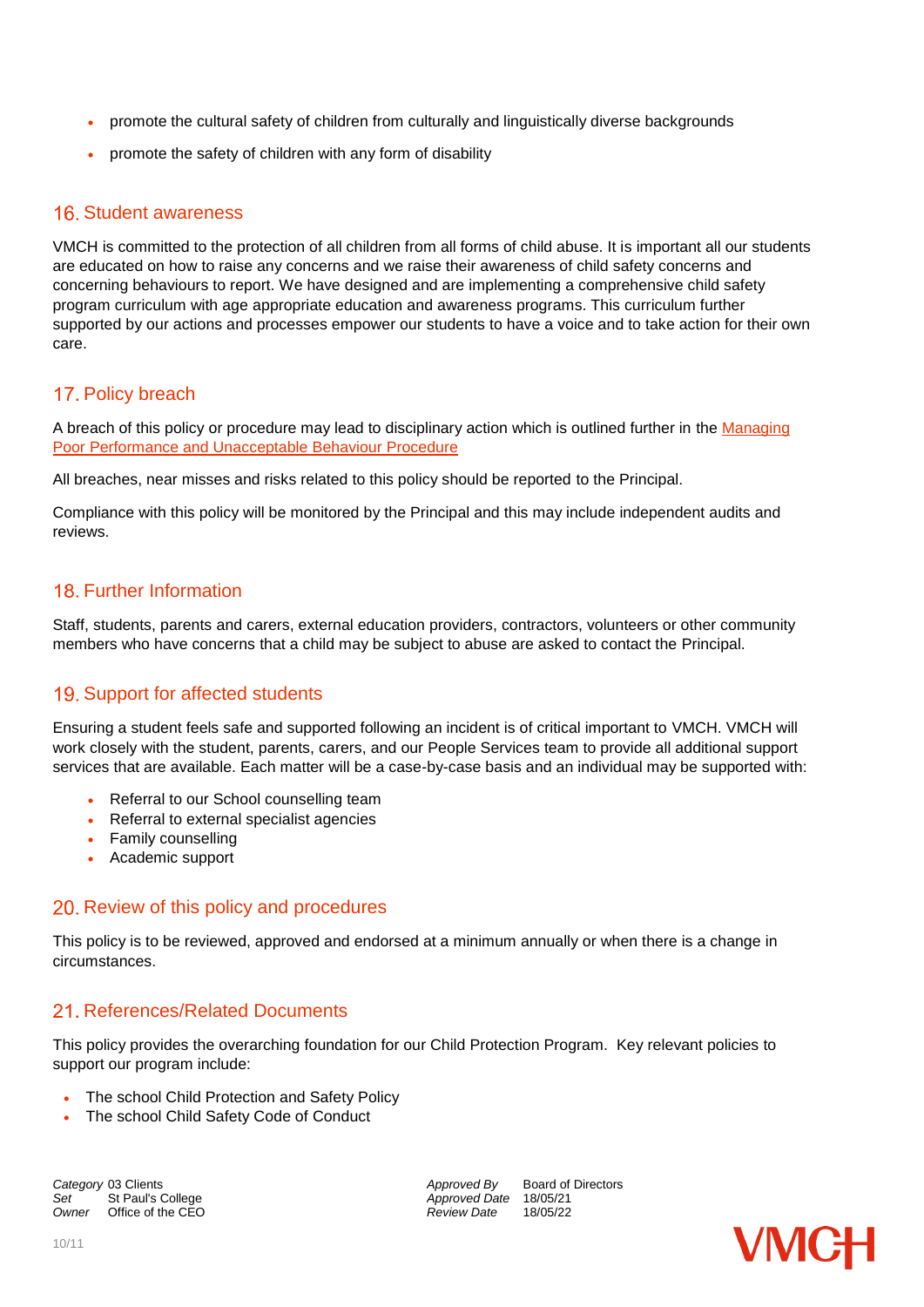- promote the cultural safety of children from culturally and linguistically diverse backgrounds
- promote the safety of children with any form of disability

## 16. Student awareness

VMCH is committed to the protection of all children from all forms of child abuse. It is important all our students are educated on how to raise any concerns and we raise their awareness of child safety concerns and concerning behaviours to report. We have designed and are implementing a comprehensive child safety program curriculum with age appropriate education and awareness programs. This curriculum further supported by our actions and processes empower our students to have a voice and to take action for their own care.

## 17. Policy breach

A breach of this policy or procedure may lead to disciplinary action which is outlined further in the Managing Poor Performance and Unacceptable Behaviour Procedure

All breaches, near misses and risks related to this policy should be reported to the Principal.

Compliance with this policy will be monitored by the Principal and this may include independent audits and reviews.

## 18. Further Information

Staff, students, parents and carers, external education providers, contractors, volunteers or other community members who have concerns that a child may be subject to abuse are asked to contact the Principal.

## 19. Support for affected students

Ensuring a student feels safe and supported following an incident is of critical important to VMCH. VMCH will work closely with the student, parents, carers, and our People Services team to provide all additional support services that are available. Each matter will be a case-by-case basis and an individual may be supported with:

- Referral to our School counselling team
- Referral to external specialist agencies
- Family counselling
- Academic support

## 20. Review of this policy and procedures

This policy is to be reviewed, approved and endorsed at a minimum annually or when there is a change in circumstances.

## 21. References/Related Documents

This policy provides the overarching foundation for our Child Protection Program. Key relevant policies to support our program include:

- The school Child Protection and Safety Policy
- The school Child Safety Code of Conduct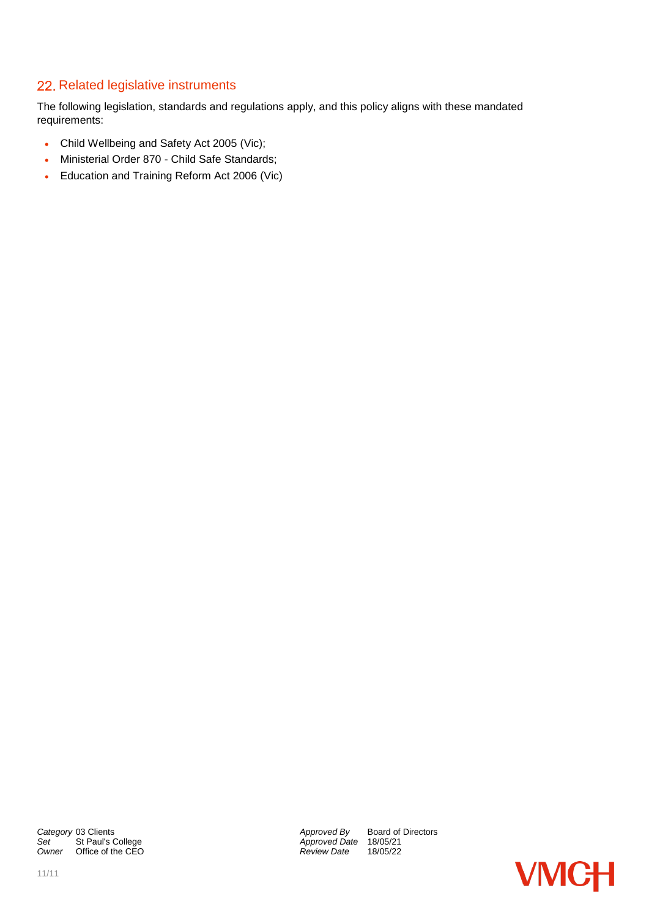## 22. Related legislative instruments

The following legislation, standards and regulations apply, and this policy aligns with these mandated requirements:

- Child Wellbeing and Safety Act 2005 (Vic);
- Ministerial Order 870 - Child Safe Standards;
- Education and Training Reform Act 2006 (Vic)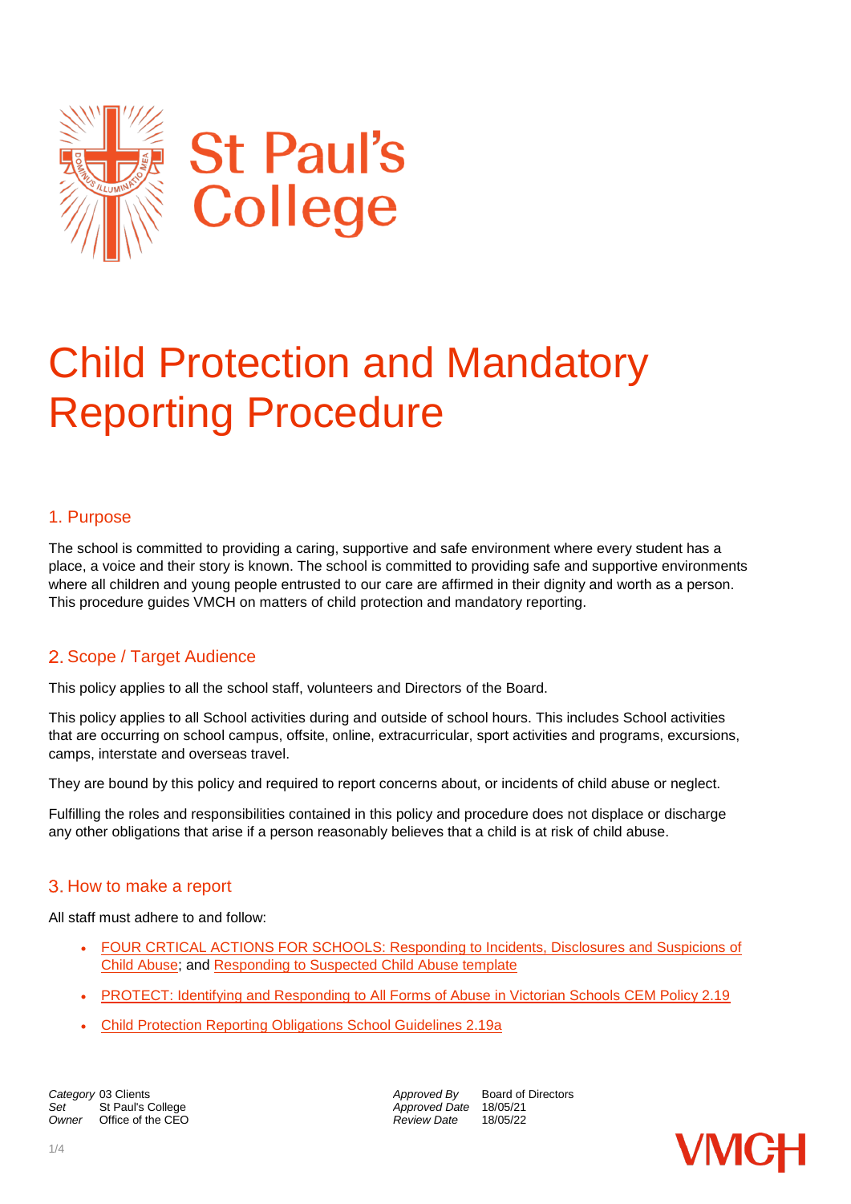# Child Protection and Mandatory Reporting Procedure

## 1. Purpose

The school is committed to providing a caring, supportive and safe environment where every student has a place, a voice and their story is known. The school is committed to providing safe and supportive environments where all children and young people entrusted to our care are affirmed in their dignity and worth as a person. This procedure guides VMCH on matters of child protection and mandatory reporting.

## 2. Scope / Target Audience

This policy applies to all the school staff, volunteers and Directors of the Board.

This policy applies to all School activities during and outside of school hours. This includes School activities that are occurring on school campus, offsite, online, extracurricular, sport activities and programs, excursions, camps, interstate and overseas travel.

They are bound by this policy and required to report concerns about, or incidents of child abuse or neglect.

Fulfilling the roles and responsibilities contained in this policy and procedure does not displace or discharge any other obligations that arise if a person reasonably believes that a child is at risk of child abuse.

## 3. How to make a report

All staff must adhere to and follow:

- FOUR CRTICAL ACTIONS FOR SCHOOLS: Responding to Incidents, Disclosures and Suspicions of Child Abuse; and Responding to Suspected Child Abuse template
- PROTECT: Identifying and Responding to All Forms of Abuse in Victorian Schools CEM Policy 2.19
- Child Protection Reporting Obligations School Guidelines 2.19a

| | | | |
|---|---|---|---|
| *Category* | 03 Clients | *Approved By* | Board of Directors |
| *Set* | St Paul's College | *Approved Date* | 18/05/21 |
| *Owner* | Office of the CEO | *Review Date* | 18/05/22 |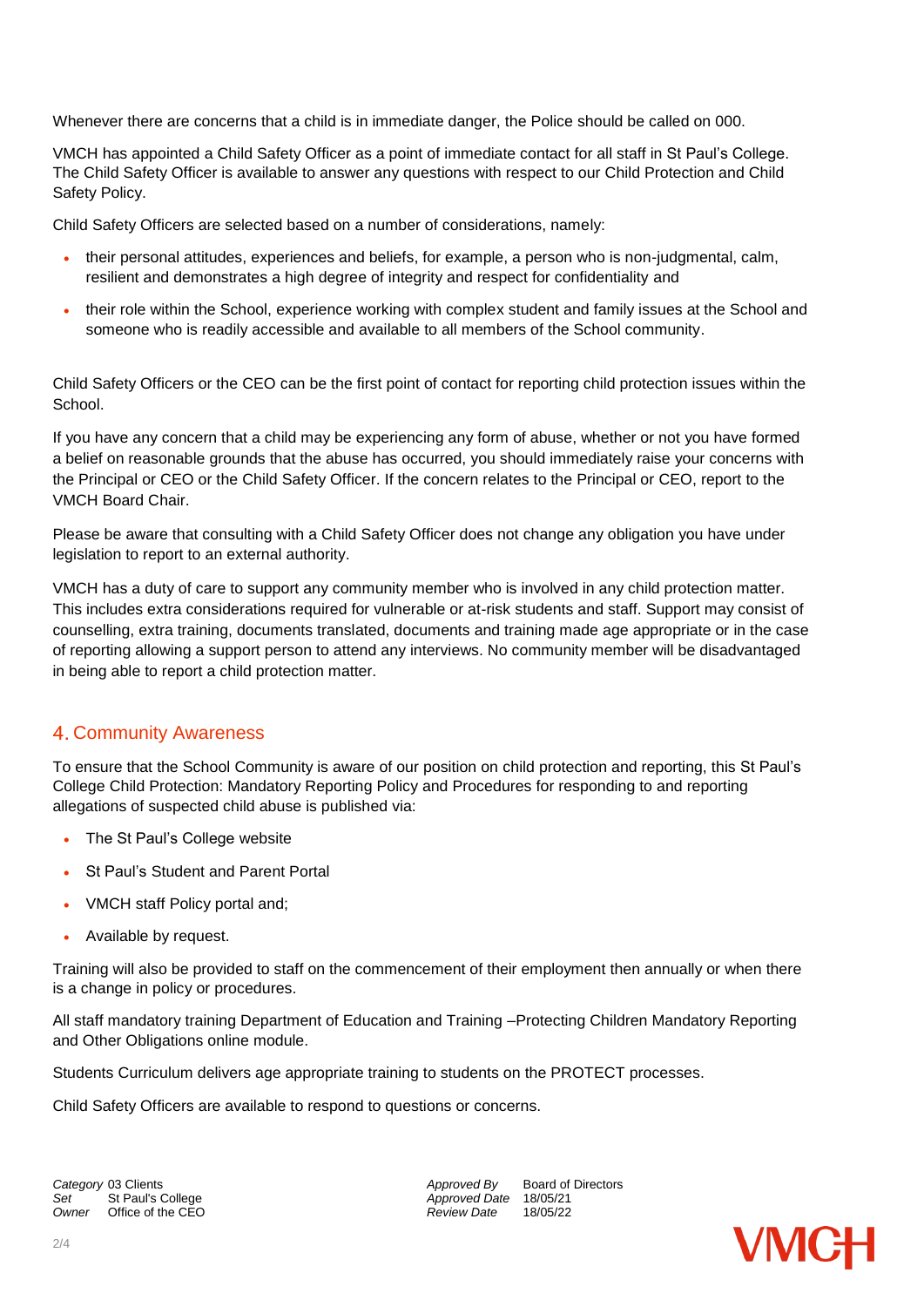Whenever there are concerns that a child is in immediate danger, the Police should be called on 000.

VMCH has appointed a Child Safety Officer as a point of immediate contact for all staff in St Paul's College. The Child Safety Officer is available to answer any questions with respect to our Child Protection and Child Safety Policy.

Child Safety Officers are selected based on a number of considerations, namely:

- their personal attitudes, experiences and beliefs, for example, a person who is non-judgmental, calm, resilient and demonstrates a high degree of integrity and respect for confidentiality and
- their role within the School, experience working with complex student and family issues at the School and someone who is readily accessible and available to all members of the School community.

Child Safety Officers or the CEO can be the first point of contact for reporting child protection issues within the School.

If you have any concern that a child may be experiencing any form of abuse, whether or not you have formed a belief on reasonable grounds that the abuse has occurred, you should immediately raise your concerns with the Principal or CEO or the Child Safety Officer. If the concern relates to the Principal or CEO, report to the VMCH Board Chair.

Please be aware that consulting with a Child Safety Officer does not change any obligation you have under legislation to report to an external authority.

VMCH has a duty of care to support any community member who is involved in any child protection matter. This includes extra considerations required for vulnerable or at-risk students and staff. Support may consist of counselling, extra training, documents translated, documents and training made age appropriate or in the case of reporting allowing a support person to attend any interviews. No community member will be disadvantaged in being able to report a child protection matter.

## 4. Community Awareness

To ensure that the School Community is aware of our position on child protection and reporting, this St Paul's College Child Protection: Mandatory Reporting Policy and Procedures for responding to and reporting allegations of suspected child abuse is published via:

- The St Paul's College website
- St Paul's Student and Parent Portal
- VMCH staff Policy portal and;
- Available by request.

Training will also be provided to staff on the commencement of their employment then annually or when there is a change in policy or procedures.

All staff mandatory training Department of Education and Training –Protecting Children Mandatory Reporting and Other Obligations online module.

Students Curriculum delivers age appropriate training to students on the PROTECT processes.

Child Safety Officers are available to respond to questions or concerns.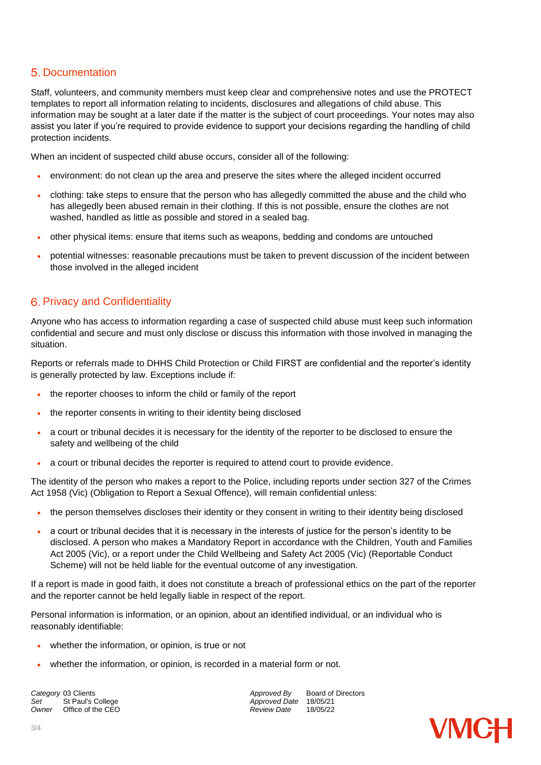## 5. Documentation

Staff, volunteers, and community members must keep clear and comprehensive notes and use the PROTECT templates to report all information relating to incidents, disclosures and allegations of child abuse. This information may be sought at a later date if the matter is the subject of court proceedings. Your notes may also assist you later if you're required to provide evidence to support your decisions regarding the handling of child protection incidents.

When an incident of suspected child abuse occurs, consider all of the following:

- environment: do not clean up the area and preserve the sites where the alleged incident occurred
- clothing: take steps to ensure that the person who has allegedly committed the abuse and the child who has allegedly been abused remain in their clothing. If this is not possible, ensure the clothes are not washed, handled as little as possible and stored in a sealed bag.
- other physical items: ensure that items such as weapons, bedding and condoms are untouched
- potential witnesses: reasonable precautions must be taken to prevent discussion of the incident between those involved in the alleged incident

## 6. Privacy and Confidentiality

Anyone who has access to information regarding a case of suspected child abuse must keep such information confidential and secure and must only disclose or discuss this information with those involved in managing the situation.

Reports or referrals made to DHHS Child Protection or Child FIRST are confidential and the reporter's identity is generally protected by law. Exceptions include if:

- the reporter chooses to inform the child or family of the report
- the reporter consents in writing to their identity being disclosed
- a court or tribunal decides it is necessary for the identity of the reporter to be disclosed to ensure the safety and wellbeing of the child
- a court or tribunal decides the reporter is required to attend court to provide evidence.

The identity of the person who makes a report to the Police, including reports under section 327 of the Crimes Act 1958 (Vic) (Obligation to Report a Sexual Offence), will remain confidential unless:

- the person themselves discloses their identity or they consent in writing to their identity being disclosed
- a court or tribunal decides that it is necessary in the interests of justice for the person's identity to be disclosed. A person who makes a Mandatory Report in accordance with the Children, Youth and Families Act 2005 (Vic), or a report under the Child Wellbeing and Safety Act 2005 (Vic) (Reportable Conduct Scheme) will not be held liable for the eventual outcome of any investigation.

If a report is made in good faith, it does not constitute a breach of professional ethics on the part of the reporter and the reporter cannot be held legally liable in respect of the report.

Personal information is information, or an opinion, about an identified individual, or an individual who is reasonably identifiable:

- whether the information, or opinion, is true or not
- whether the information, or opinion, is recorded in a material form or not.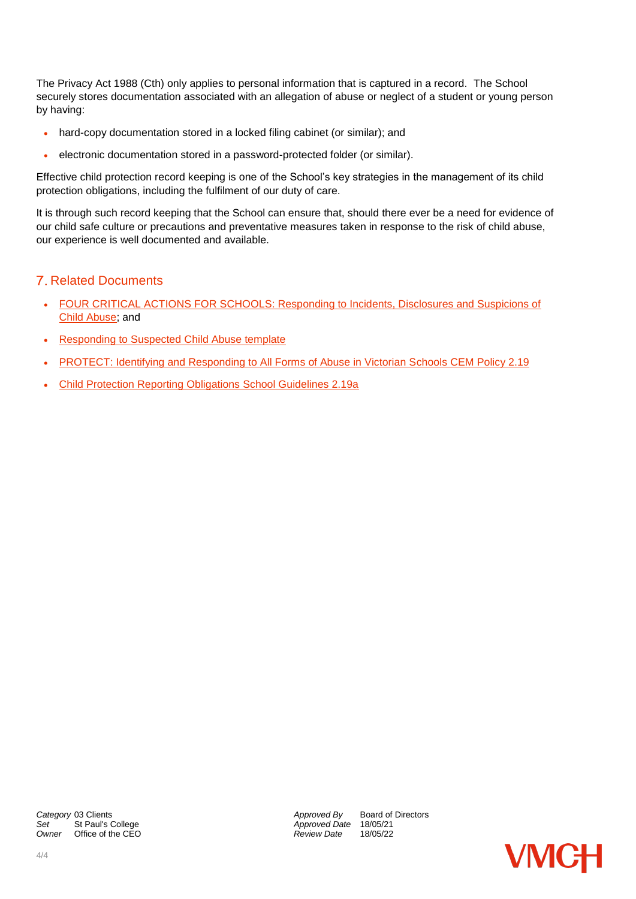The Privacy Act 1988 (Cth) only applies to personal information that is captured in a record. The School securely stores documentation associated with an allegation of abuse or neglect of a student or young person by having:

- hard-copy documentation stored in a locked filing cabinet (or similar); and
- electronic documentation stored in a password-protected folder (or similar).

Effective child protection record keeping is one of the School's key strategies in the management of its child protection obligations, including the fulfilment of our duty of care.

It is through such record keeping that the School can ensure that, should there ever be a need for evidence of our child safe culture or precautions and preventative measures taken in response to the risk of child abuse, our experience is well documented and available.

## 7. Related Documents

- FOUR CRITICAL ACTIONS FOR SCHOOLS: Responding to Incidents, Disclosures and Suspicions of Child Abuse; and
- Responding to Suspected Child Abuse template
- PROTECT: Identifying and Responding to All Forms of Abuse in Victorian Schools CEM Policy 2.19
- Child Protection Reporting Obligations School Guidelines 2.19a

*Category* 03 Clients
*Set* St Paul's College
*Owner* Office of the CEO

*Approved By* Board of Directors
*Approved Date* 18/05/21
*Review Date* 18/05/22